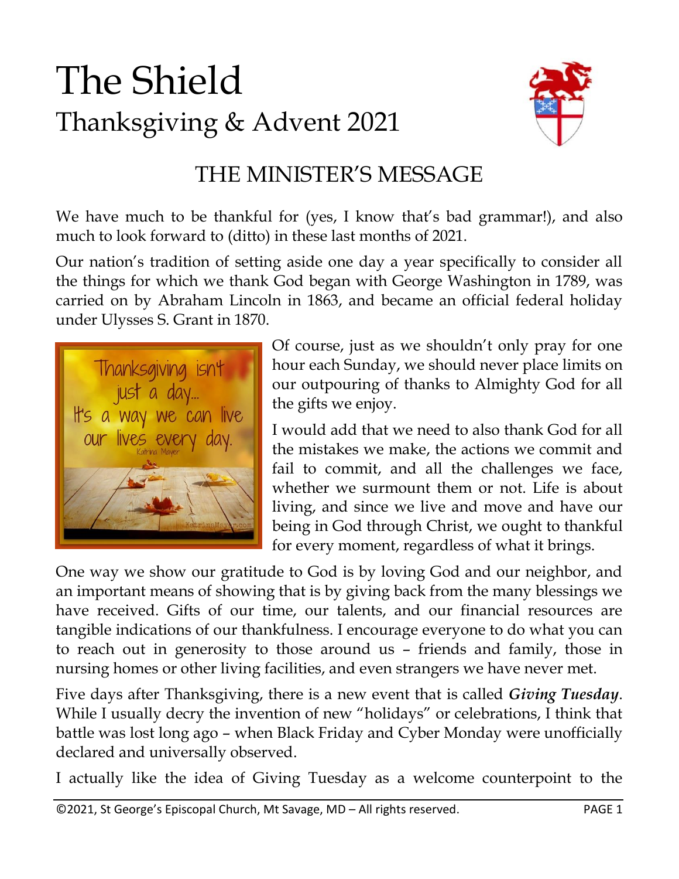# The Shield

## Thanksgiving & Advent 2021

## THE MINISTER'S MESSAGE

We have much to be thankful for (yes, I know that's bad grammar!), and also much to look forward to (ditto) in these last months of 2021.

Our nation's tradition of setting aside one day a year specifically to consider all the things for which we thank God began with George Washington in 1789, was carried on by Abraham Lincoln in 1863, and became an official federal holiday under Ulysses S. Grant in 1870.

Of course, just as we shouldn't only pray for one hour each Sunday, we should never place limits on our outpouring of thanks to Almighty God for all the gifts we enjoy.

I would add that we need to also thank God for all the mistakes we make, the actions we commit and fail to commit, and all the challenges we face, whether we surmount them or not. Life is about living, and since we live and move and have our being in God through Christ, we ought to thankful for every moment, regardless of what it brings.

One way we show our gratitude to God is by loving God and our neighbor, and an important means of showing that is by giving back from the many blessings we have received. Gifts of our time, our talents, and our financial resources are tangible indications of our thankfulness. I encourage everyone to do what you can to reach out in generosity to those around us – friends and family, those in nursing homes or other living facilities, and even strangers we have never met.

Five days after Thanksgiving, there is a new event that is called ***Giving Tuesday***. While I usually decry the invention of new "holidays" or celebrations, I think that battle was lost long ago – when Black Friday and Cyber Monday were unofficially declared and universally observed.

I actually like the idea of Giving Tuesday as a welcome counterpoint to the

©2021, St George's Episcopal Church, Mt Savage, MD – All rights reserved.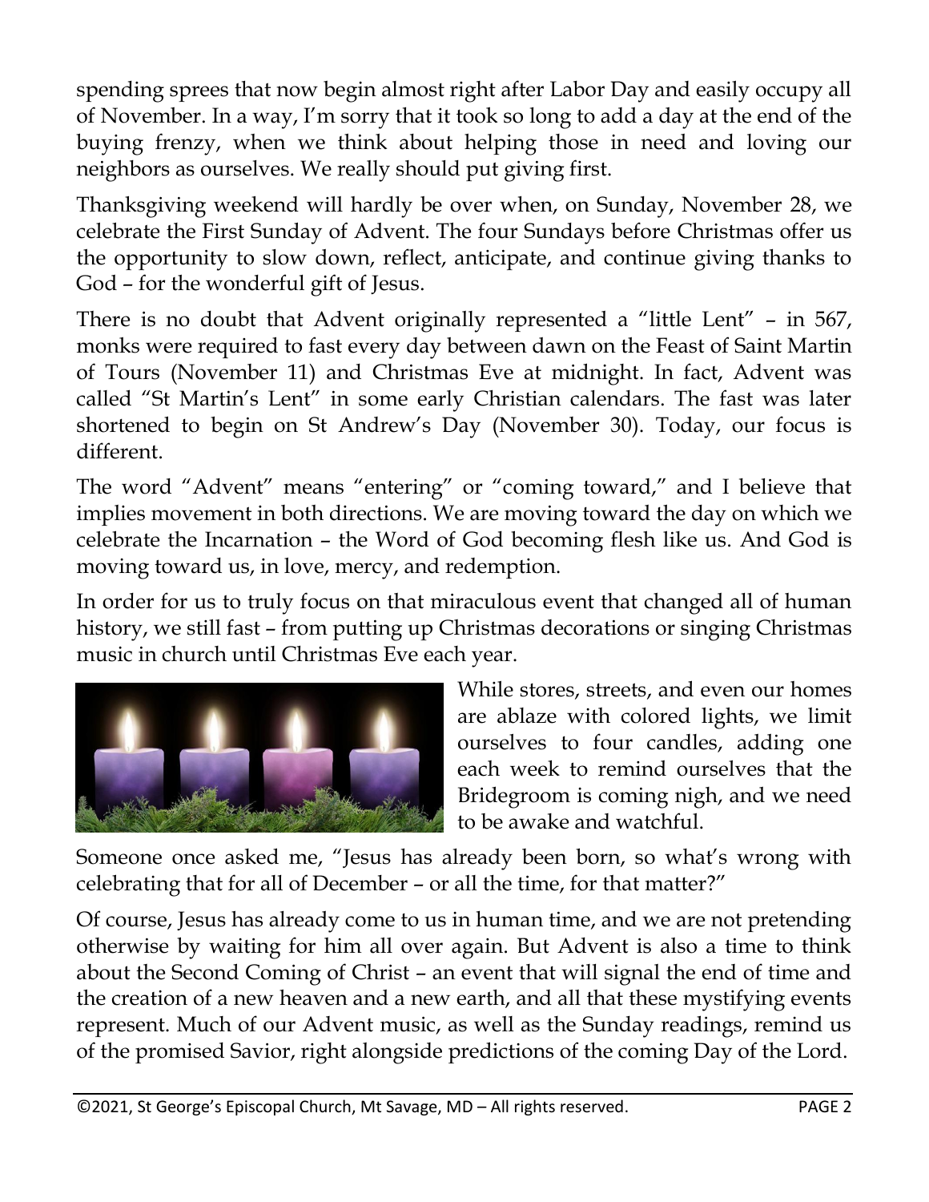spending sprees that now begin almost right after Labor Day and easily occupy all of November. In a way, I'm sorry that it took so long to add a day at the end of the buying frenzy, when we think about helping those in need and loving our neighbors as ourselves. We really should put giving first.

Thanksgiving weekend will hardly be over when, on Sunday, November 28, we celebrate the First Sunday of Advent. The four Sundays before Christmas offer us the opportunity to slow down, reflect, anticipate, and continue giving thanks to God – for the wonderful gift of Jesus.

There is no doubt that Advent originally represented a "little Lent" – in 567, monks were required to fast every day between dawn on the Feast of Saint Martin of Tours (November 11) and Christmas Eve at midnight. In fact, Advent was called "St Martin's Lent" in some early Christian calendars. The fast was later shortened to begin on St Andrew's Day (November 30). Today, our focus is different.

The word "Advent" means "entering" or "coming toward," and I believe that implies movement in both directions. We are moving toward the day on which we celebrate the Incarnation – the Word of God becoming flesh like us. And God is moving toward us, in love, mercy, and redemption.

In order for us to truly focus on that miraculous event that changed all of human history, we still fast – from putting up Christmas decorations or singing Christmas music in church until Christmas Eve each year.

While stores, streets, and even our homes are ablaze with colored lights, we limit ourselves to four candles, adding one each week to remind ourselves that the Bridegroom is coming nigh, and we need to be awake and watchful.

Someone once asked me, "Jesus has already been born, so what's wrong with celebrating that for all of December – or all the time, for that matter?"

Of course, Jesus has already come to us in human time, and we are not pretending otherwise by waiting for him all over again. But Advent is also a time to think about the Second Coming of Christ – an event that will signal the end of time and the creation of a new heaven and a new earth, and all that these mystifying events represent. Much of our Advent music, as well as the Sunday readings, remind us of the promised Savior, right alongside predictions of the coming Day of the Lord.

©2021, St George's Episcopal Church, Mt Savage, MD – All rights reserved.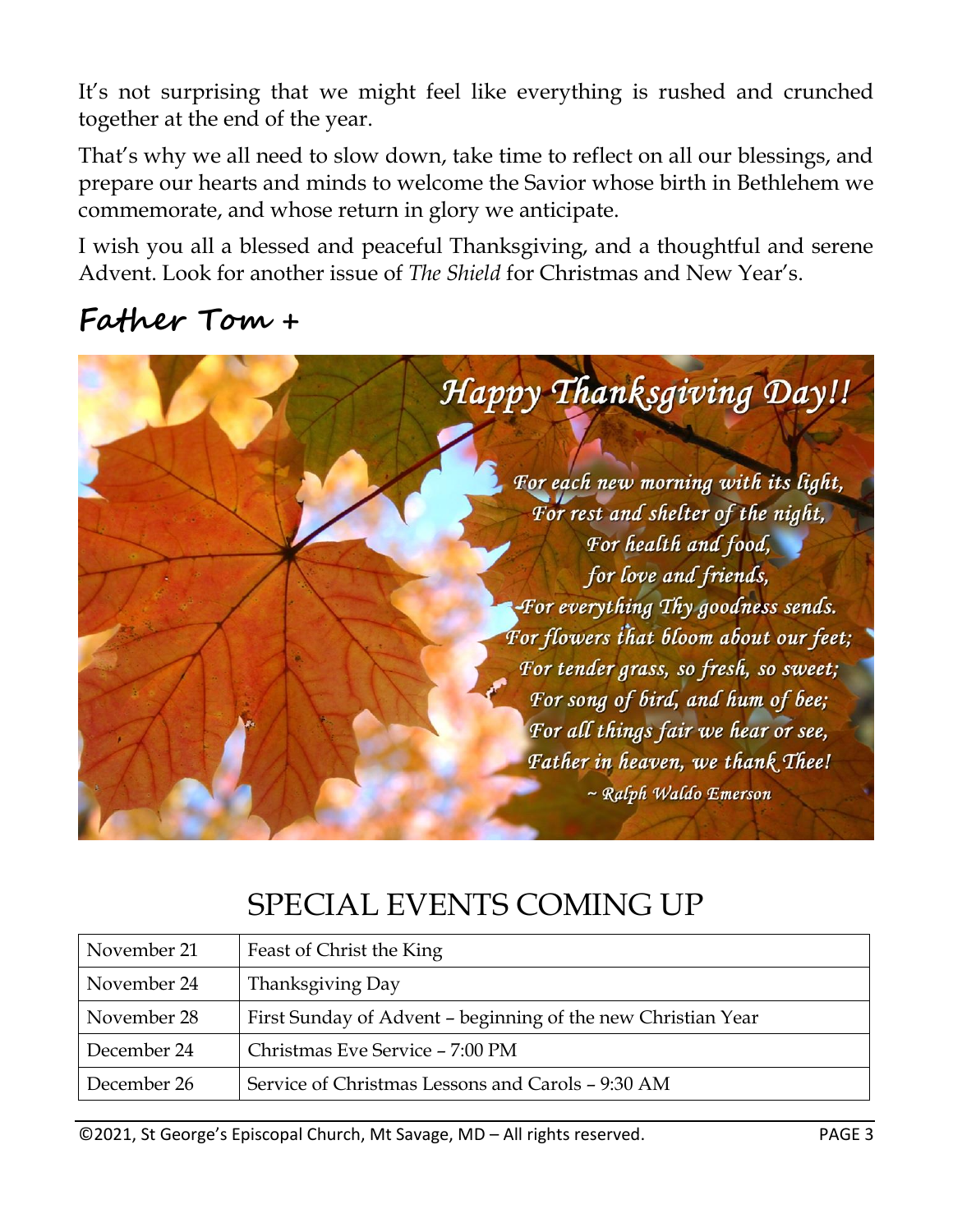It's not surprising that we might feel like everything is rushed and crunched together at the end of the year.

That's why we all need to slow down, take time to reflect on all our blessings, and prepare our hearts and minds to welcome the Savior whose birth in Bethlehem we commemorate, and whose return in glory we anticipate.

I wish you all a blessed and peaceful Thanksgiving, and a thoughtful and serene Advent. Look for another issue of *The Shield* for Christmas and New Year's.

**Father Tom +**

*Happy Thanksgiving Day!!*

*For each new morning with its light,*
*For rest and shelter of the night,*
*For health and food,*
*for love and friends,*
*For everything Thy goodness sends.*
*For flowers that bloom about our feet;*
*For tender grass, so fresh, so sweet;*
*For song of bird, and hum of bee;*
*For all things fair we hear or see,*
*Father in heaven, we thank Thee!*
*~ Ralph Waldo Emerson*

## SPECIAL EVENTS COMING UP

| | |
|---|---|
| November 21 | Feast of Christ the King |
| November 24 | Thanksgiving Day |
| November 28 | First Sunday of Advent – beginning of the new Christian Year |
| December 24 | Christmas Eve Service – 7:00 PM |
| December 26 | Service of Christmas Lessons and Carols – 9:30 AM |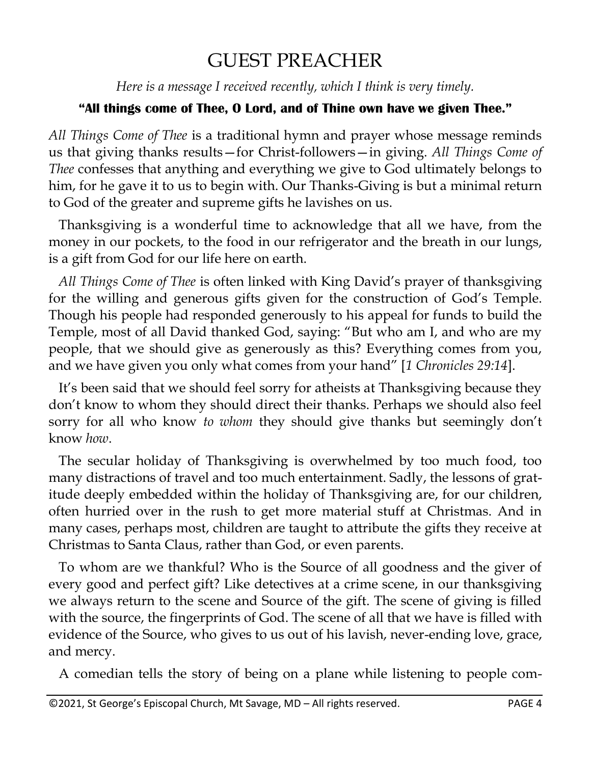# GUEST PREACHER

*Here is a message I received recently, which I think is very timely.*

**"All things come of Thee, O Lord, and of Thine own have we given Thee."**

*All Things Come of Thee* is a traditional hymn and prayer whose message reminds us that giving thanks results—for Christ-followers—in giving. *All Things Come of Thee* confesses that anything and everything we give to God ultimately belongs to him, for he gave it to us to begin with. Our Thanks-Giving is but a minimal return to God of the greater and supreme gifts he lavishes on us.

Thanksgiving is a wonderful time to acknowledge that all we have, from the money in our pockets, to the food in our refrigerator and the breath in our lungs, is a gift from God for our life here on earth.

*All Things Come of Thee* is often linked with King David's prayer of thanksgiving for the willing and generous gifts given for the construction of God's Temple. Though his people had responded generously to his appeal for funds to build the Temple, most of all David thanked God, saying: "But who am I, and who are my people, that we should give as generously as this? Everything comes from you, and we have given you only what comes from your hand" [*1 Chronicles 29:14*].

It's been said that we should feel sorry for atheists at Thanksgiving because they don't know to whom they should direct their thanks. Perhaps we should also feel sorry for all who know *to whom* they should give thanks but seemingly don't know *how*.

The secular holiday of Thanksgiving is overwhelmed by too much food, too many distractions of travel and too much entertainment. Sadly, the lessons of gratitude deeply embedded within the holiday of Thanksgiving are, for our children, often hurried over in the rush to get more material stuff at Christmas. And in many cases, perhaps most, children are taught to attribute the gifts they receive at Christmas to Santa Claus, rather than God, or even parents.

To whom are we thankful? Who is the Source of all goodness and the giver of every good and perfect gift? Like detectives at a crime scene, in our thanksgiving we always return to the scene and Source of the gift. The scene of giving is filled with the source, the fingerprints of God. The scene of all that we have is filled with evidence of the Source, who gives to us out of his lavish, never-ending love, grace, and mercy.

A comedian tells the story of being on a plane while listening to people com-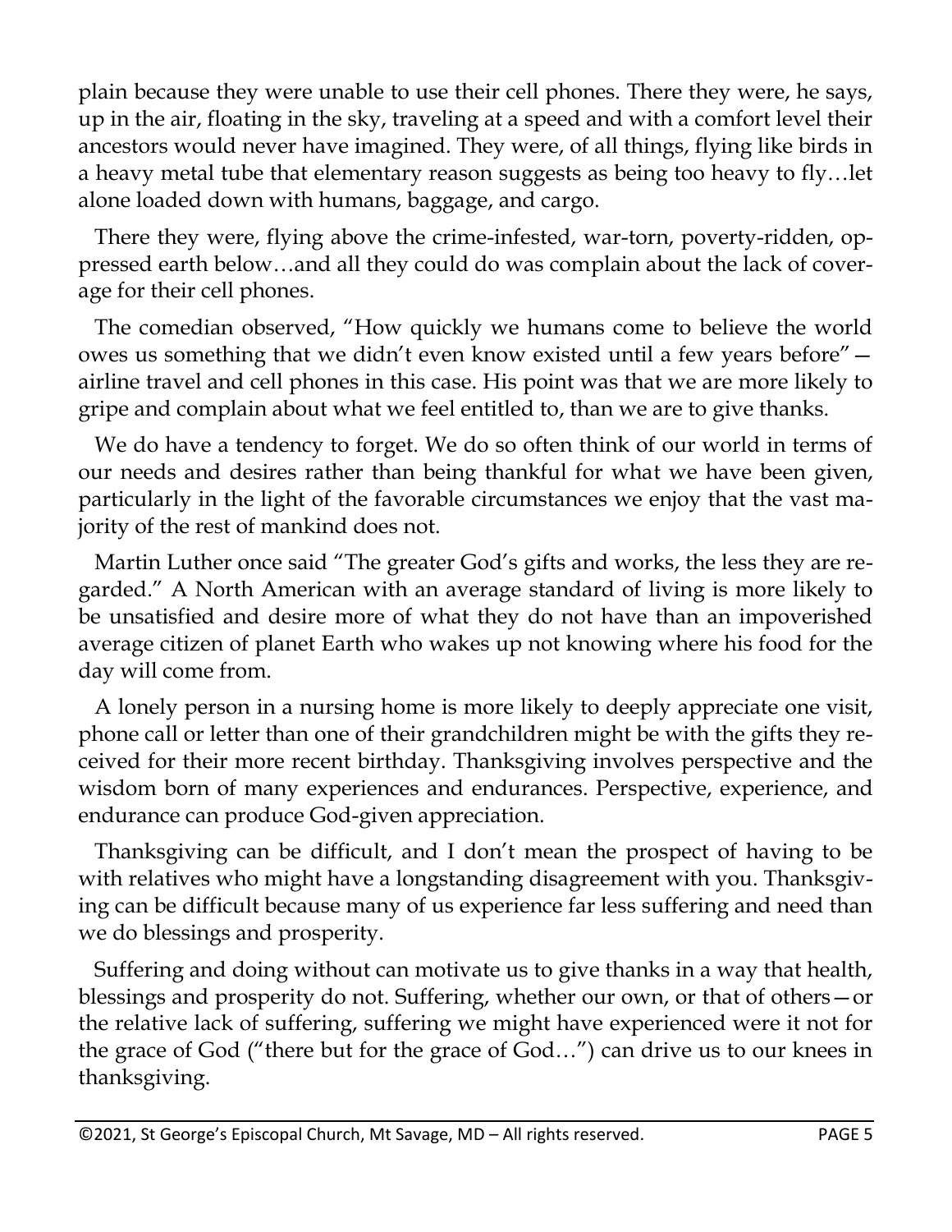plain because they were unable to use their cell phones. There they were, he says, up in the air, floating in the sky, traveling at a speed and with a comfort level their ancestors would never have imagined. They were, of all things, flying like birds in a heavy metal tube that elementary reason suggests as being too heavy to fly…let alone loaded down with humans, baggage, and cargo.

There they were, flying above the crime-infested, war-torn, poverty-ridden, oppressed earth below…and all they could do was complain about the lack of coverage for their cell phones.

The comedian observed, "How quickly we humans come to believe the world owes us something that we didn't even know existed until a few years before"—airline travel and cell phones in this case. His point was that we are more likely to gripe and complain about what we feel entitled to, than we are to give thanks.

We do have a tendency to forget. We do so often think of our world in terms of our needs and desires rather than being thankful for what we have been given, particularly in the light of the favorable circumstances we enjoy that the vast majority of the rest of mankind does not.

Martin Luther once said "The greater God's gifts and works, the less they are regarded." A North American with an average standard of living is more likely to be unsatisfied and desire more of what they do not have than an impoverished average citizen of planet Earth who wakes up not knowing where his food for the day will come from.

A lonely person in a nursing home is more likely to deeply appreciate one visit, phone call or letter than one of their grandchildren might be with the gifts they received for their more recent birthday. Thanksgiving involves perspective and the wisdom born of many experiences and endurances. Perspective, experience, and endurance can produce God-given appreciation.

Thanksgiving can be difficult, and I don't mean the prospect of having to be with relatives who might have a longstanding disagreement with you. Thanksgiving can be difficult because many of us experience far less suffering and need than we do blessings and prosperity.

Suffering and doing without can motivate us to give thanks in a way that health, blessings and prosperity do not. Suffering, whether our own, or that of others—or the relative lack of suffering, suffering we might have experienced were it not for the grace of God ("there but for the grace of God…") can drive us to our knees in thanksgiving.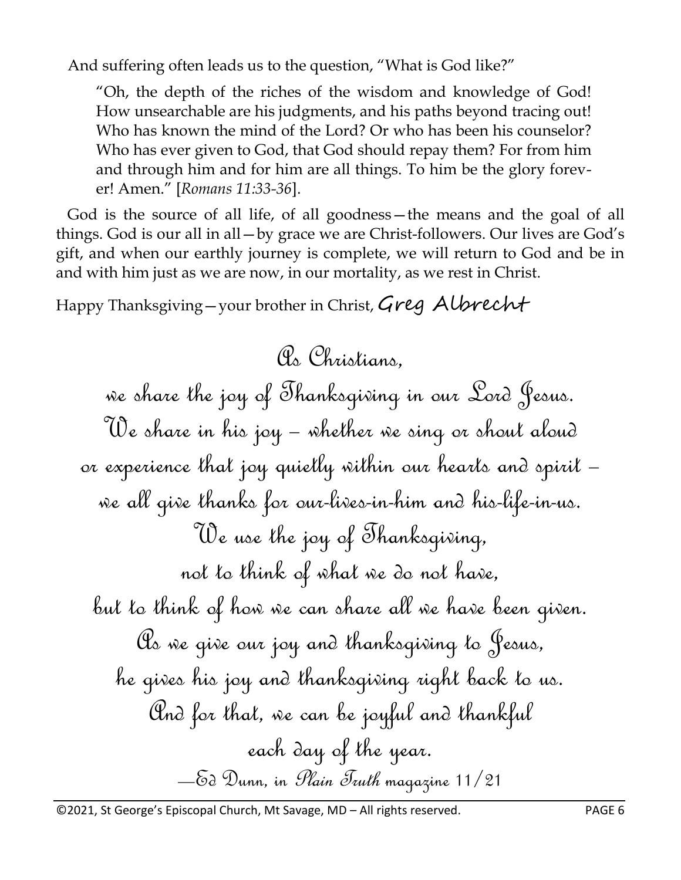And suffering often leads us to the question, "What is God like?"

> "Oh, the depth of the riches of the wisdom and knowledge of God! How unsearchable are his judgments, and his paths beyond tracing out! Who has known the mind of the Lord? Or who has been his counselor? Who has ever given to God, that God should repay them? For from him and through him and for him are all things. To him be the glory forever! Amen." [*Romans 11:33-36*].

God is the source of all life, of all goodness—the means and the goal of all things. God is our all in all—by grace we are Christ-followers. Our lives are God's gift, and when our earthly journey is complete, we will return to God and be in and with him just as we are now, in our mortality, as we rest in Christ.

Happy Thanksgiving—your brother in Christ, Greg Albrecht

As Christians,
we share the joy of Thanksgiving in our Lord Jesus.
We share in his joy – whether we sing or shout aloud
or experience that joy quietly within our hearts and spirit –
we all give thanks for our-lives-in-him and his-life-in-us.
We use the joy of Thanksgiving,
not to think of what we do not have,
but to think of how we can share all we have been given.
As we give our joy and thanksgiving to Jesus,
he gives his joy and thanksgiving right back to us.
And for that, we can be joyful and thankful
each day of the year.
—Ed Dunn, in *Plain Truth* magazine 11/21

©2021, St George's Episcopal Church, Mt Savage, MD – All rights reserved.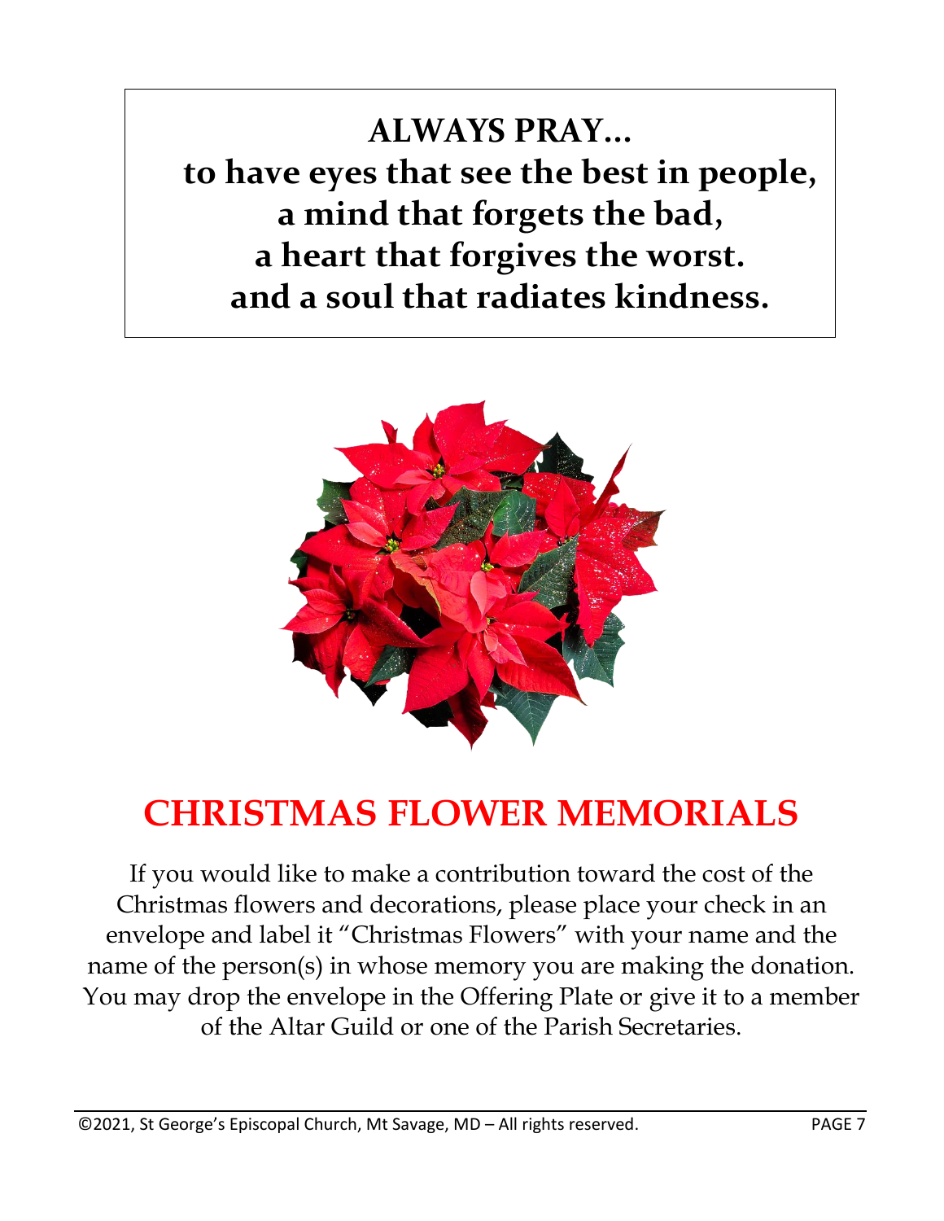**ALWAYS PRAY…**
**to have eyes that see the best in people,**
**a mind that forgets the bad,**
**a heart that forgives the worst.**
**and a soul that radiates kindness.**

# CHRISTMAS FLOWER MEMORIALS

If you would like to make a contribution toward the cost of the Christmas flowers and decorations, please place your check in an envelope and label it "Christmas Flowers" with your name and the name of the person(s) in whose memory you are making the donation. You may drop the envelope in the Offering Plate or give it to a member of the Altar Guild or one of the Parish Secretaries.

©2021, St George's Episcopal Church, Mt Savage, MD – All rights reserved.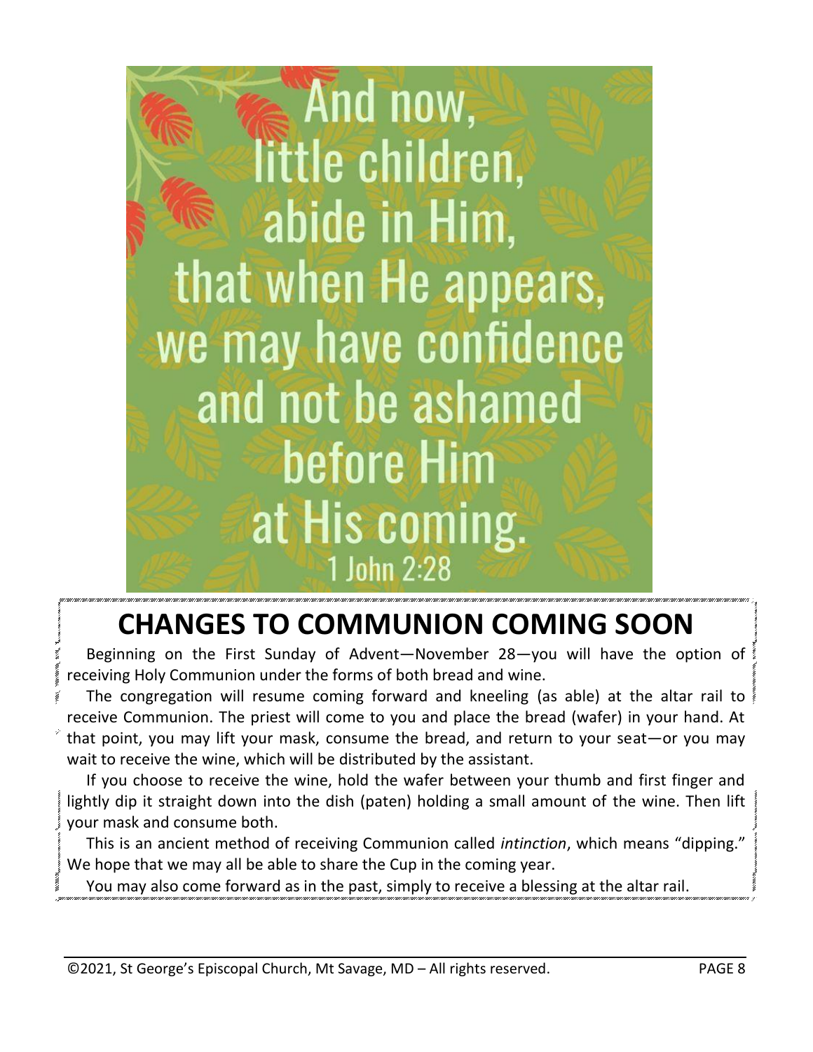And now, little children, abide in Him, that when He appears, we may have confidence and not be ashamed before Him at His coming.

1 John 2:28

# CHANGES TO COMMUNION COMING SOON

Beginning on the First Sunday of Advent—November 28—you will have the option of receiving Holy Communion under the forms of both bread and wine.

The congregation will resume coming forward and kneeling (as able) at the altar rail to receive Communion. The priest will come to you and place the bread (wafer) in your hand. At that point, you may lift your mask, consume the bread, and return to your seat—or you may wait to receive the wine, which will be distributed by the assistant.

If you choose to receive the wine, hold the wafer between your thumb and first finger and lightly dip it straight down into the dish (paten) holding a small amount of the wine. Then lift your mask and consume both.

This is an ancient method of receiving Communion called *intinction*, which means "dipping." We hope that we may all be able to share the Cup in the coming year.

You may also come forward as in the past, simply to receive a blessing at the altar rail.

©2021, St George's Episcopal Church, Mt Savage, MD – All rights reserved.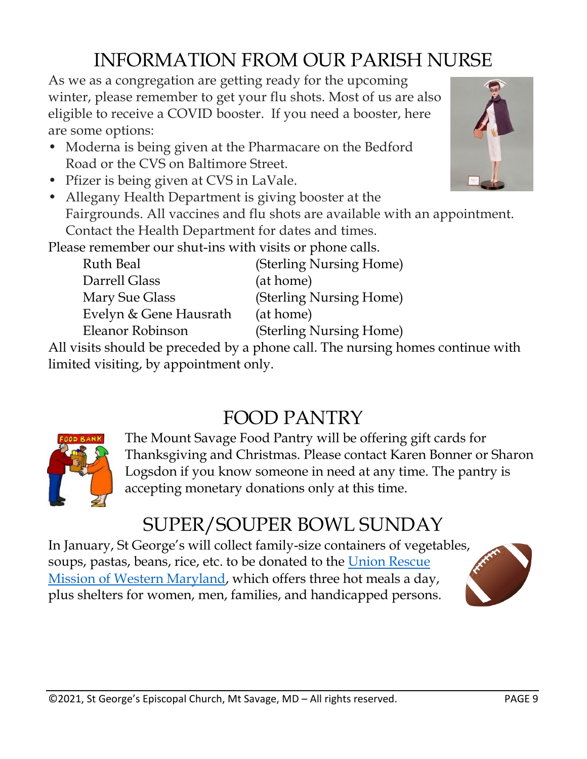# INFORMATION FROM OUR PARISH NURSE

As we as a congregation are getting ready for the upcoming winter, please remember to get your flu shots. Most of us are also eligible to receive a COVID booster. If you need a booster, here are some options:

- Moderna is being given at the Pharmacare on the Bedford Road or the CVS on Baltimore Street.
- Pfizer is being given at CVS in LaVale.
- Allegany Health Department is giving booster at the Fairgrounds. All vaccines and flu shots are available with an appointment. Contact the Health Department for dates and times.

Please remember our shut-ins with visits or phone calls.

| | |
|---|---|
| Ruth Beal | (Sterling Nursing Home) |
| Darrell Glass | (at home) |
| Mary Sue Glass | (Sterling Nursing Home) |
| Evelyn & Gene Hausrath | (at home) |
| Eleanor Robinson | (Sterling Nursing Home) |

All visits should be preceded by a phone call. The nursing homes continue with limited visiting, by appointment only.

# FOOD PANTRY

The Mount Savage Food Pantry will be offering gift cards for Thanksgiving and Christmas. Please contact Karen Bonner or Sharon Logsdon if you know someone in need at any time. The pantry is accepting monetary donations only at this time.

# SUPER/SOUPER BOWL SUNDAY

In January, St George's will collect family-size containers of vegetables, soups, pastas, beans, rice, etc. to be donated to the Union Rescue Mission of Western Maryland, which offers three hot meals a day, plus shelters for women, men, families, and handicapped persons.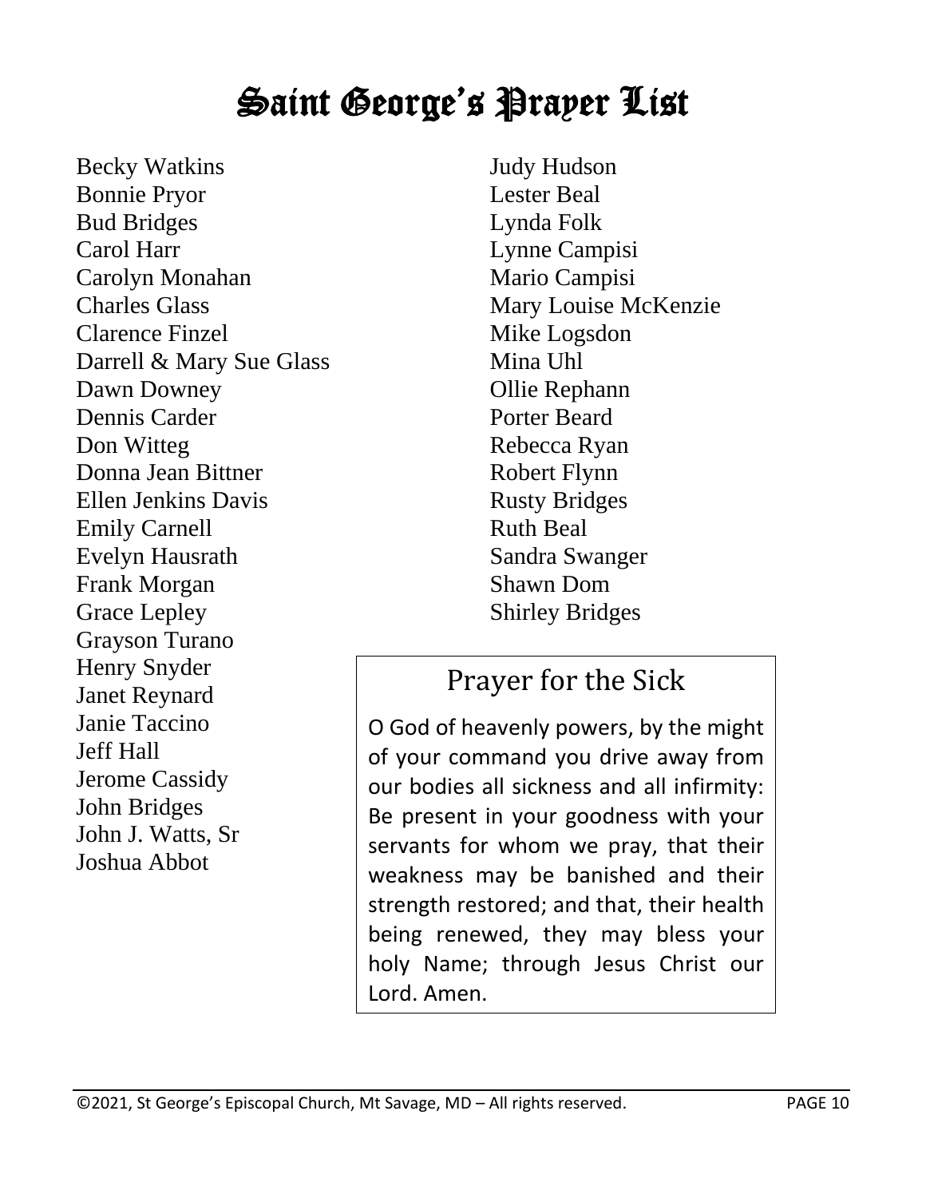# Saint George's Prayer List

Becky Watkins
Bonnie Pryor
Bud Bridges
Carol Harr
Carolyn Monahan
Charles Glass
Clarence Finzel
Darrell & Mary Sue Glass
Dawn Downey
Dennis Carder
Don Witteg
Donna Jean Bittner
Ellen Jenkins Davis
Emily Carnell
Evelyn Hausrath
Frank Morgan
Grace Lepley
Grayson Turano
Henry Snyder
Janet Reynard
Janie Taccino
Jeff Hall
Jerome Cassidy
John Bridges
John J. Watts, Sr
Joshua Abbot
Judy Hudson
Lester Beal
Lynda Folk
Lynne Campisi
Mario Campisi
Mary Louise McKenzie
Mike Logsdon
Mina Uhl
Ollie Rephann
Porter Beard
Rebecca Ryan
Robert Flynn
Rusty Bridges
Ruth Beal
Sandra Swanger
Shawn Dom
Shirley Bridges

## Prayer for the Sick

O God of heavenly powers, by the might of your command you drive away from our bodies all sickness and all infirmity: Be present in your goodness with your servants for whom we pray, that their weakness may be banished and their strength restored; and that, their health being renewed, they may bless your holy Name; through Jesus Christ our Lord. Amen.

©2021, St George's Episcopal Church, Mt Savage, MD – All rights reserved.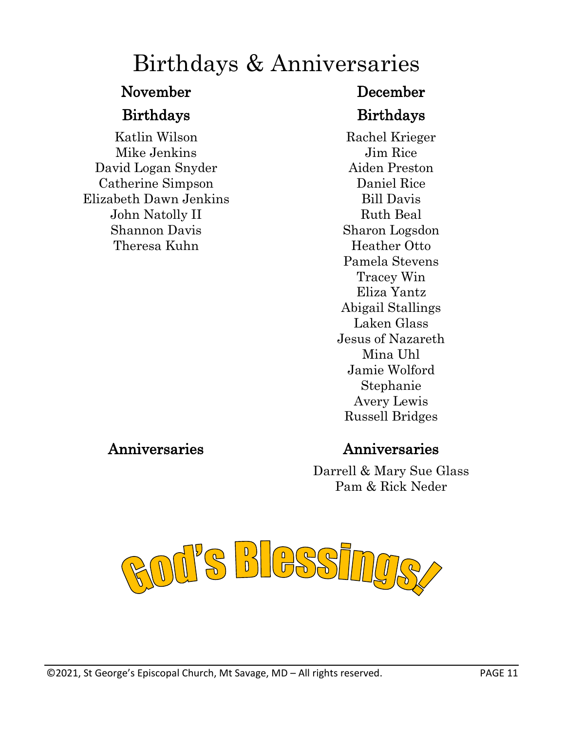# Birthdays & Anniversaries

## November

### Birthdays

Katlin Wilson
Mike Jenkins
David Logan Snyder
Catherine Simpson
Elizabeth Dawn Jenkins
John Natolly II
Shannon Davis
Theresa Kuhn

### Anniversaries

## December

### Birthdays

Rachel Krieger
Jim Rice
Aiden Preston
Daniel Rice
Bill Davis
Ruth Beal
Sharon Logsdon
Heather Otto
Pamela Stevens
Tracey Win
Eliza Yantz
Abigail Stallings
Laken Glass
Jesus of Nazareth
Mina Uhl
Jamie Wolford
Stephanie
Avery Lewis
Russell Bridges

### Anniversaries

Darrell & Mary Sue Glass
Pam & Rick Neder

God's Blessings!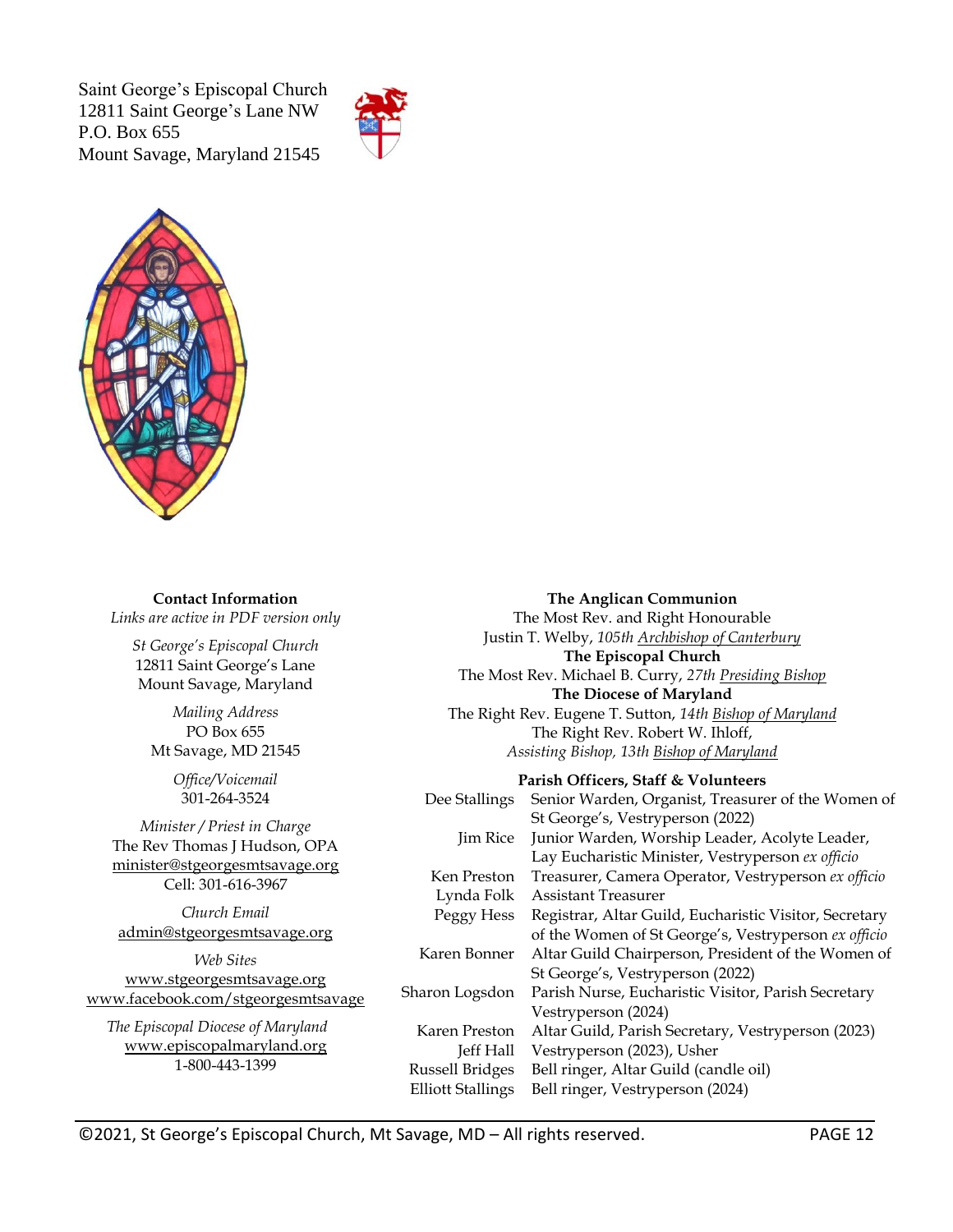Saint George's Episcopal Church
12811 Saint George's Lane NW
P.O. Box 655
Mount Savage, Maryland 21545

**Contact Information**
*Links are active in PDF version only*

*St George's Episcopal Church*
12811 Saint George's Lane
Mount Savage, Maryland

*Mailing Address*
PO Box 655
Mt Savage, MD 21545

*Office/Voicemail*
301-264-3524

*Minister / Priest in Charge*
The Rev Thomas J Hudson, OPA
minister@stgeorgesmtsavage.org
Cell: 301-616-3967

*Church Email*
admin@stgeorgesmtsavage.org

*Web Sites*
www.stgeorgesmtsavage.org
www.facebook.com/stgeorgesmtsavage

*The Episcopal Diocese of Maryland*
www.episcopalmaryland.org
1-800-443-1399

**The Anglican Communion**
The Most Rev. and Right Honourable
Justin T. Welby, *105th Archbishop of Canterbury*

**The Episcopal Church**
The Most Rev. Michael B. Curry, *27th Presiding Bishop*

**The Diocese of Maryland**
The Right Rev. Eugene T. Sutton, *14th Bishop of Maryland*
The Right Rev. Robert W. Ihloff,
*Assisting Bishop, 13th Bishop of Maryland*

**Parish Officers, Staff & Volunteers**

| | |
|---|---|
| Dee Stallings | Senior Warden, Organist, Treasurer of the Women of St George's, Vestryperson (2022) |
| Jim Rice | Junior Warden, Worship Leader, Acolyte Leader, Lay Eucharistic Minister, Vestryperson *ex officio* |
| Ken Preston | Treasurer, Camera Operator, Vestryperson *ex officio* |
| Lynda Folk | Assistant Treasurer |
| Peggy Hess | Registrar, Altar Guild, Eucharistic Visitor, Secretary of the Women of St George's, Vestryperson *ex officio* |
| Karen Bonner | Altar Guild Chairperson, President of the Women of St George's, Vestryperson (2022) |
| Sharon Logsdon | Parish Nurse, Eucharistic Visitor, Parish Secretary Vestryperson (2024) |
| Karen Preston | Altar Guild, Parish Secretary, Vestryperson (2023) |
| Jeff Hall | Vestryperson (2023), Usher |
| Russell Bridges | Bell ringer, Altar Guild (candle oil) |
| Elliott Stallings | Bell ringer, Vestryperson (2024) |

©2021, St George's Episcopal Church, Mt Savage, MD – All rights reserved.